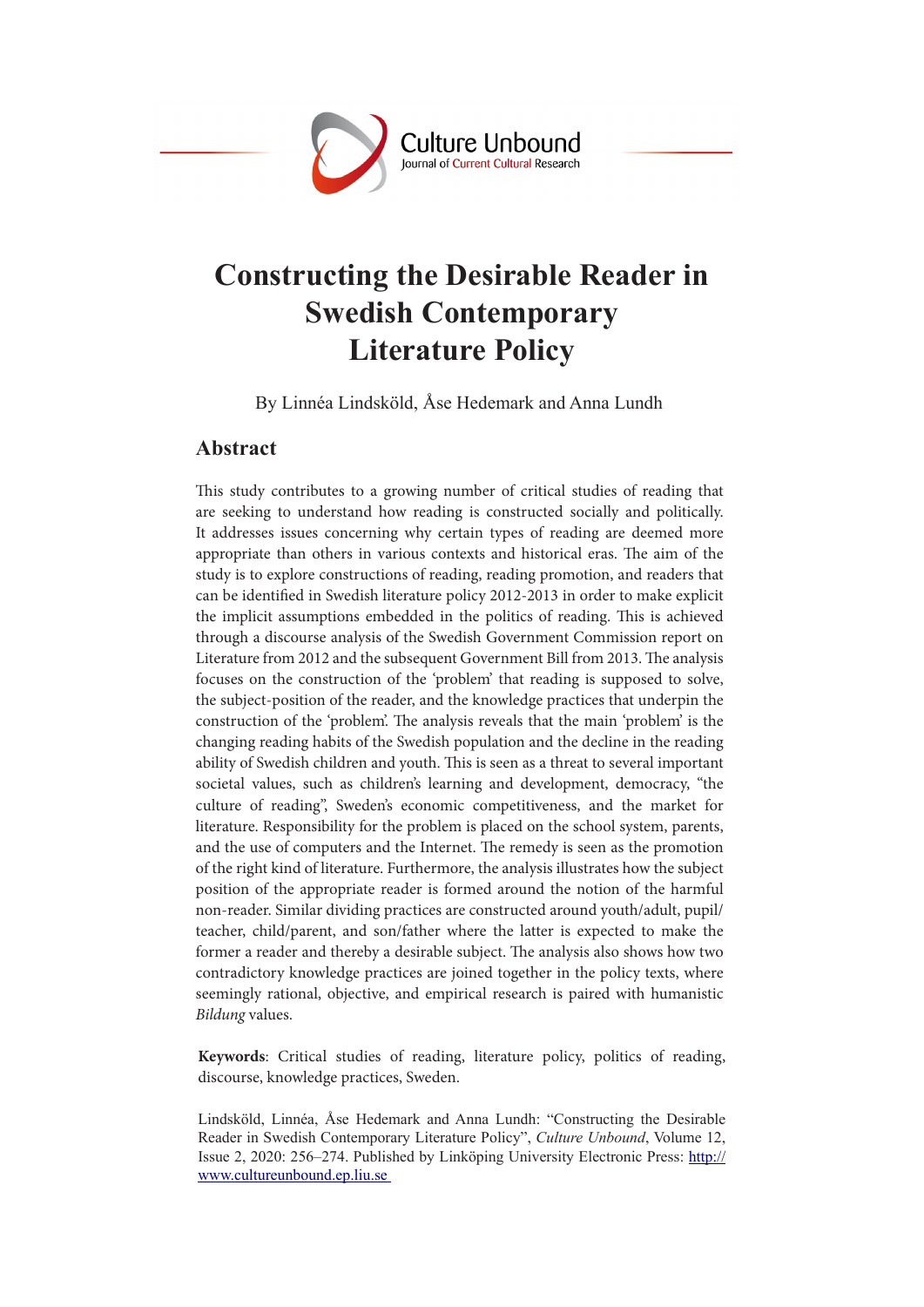# Constructing the Desirable Reader in Swedish Contemporary Literature Policy

By Linnéa Lindsköld, Åse Hedemark and Anna Lundh

## Abstract

This study contributes to a growing number of critical studies of reading that are seeking to understand how reading is constructed socially and politically. It addresses issues concerning why certain types of reading are deemed more appropriate than others in various contexts and historical eras. The aim of the study is to explore constructions of reading, reading promotion, and readers that can be identified in Swedish literature policy 2012-2013 in order to make explicit the implicit assumptions embedded in the politics of reading. This is achieved through a discourse analysis of the Swedish Government Commission report on Literature from 2012 and the subsequent Government Bill from 2013. The analysis focuses on the construction of the 'problem' that reading is supposed to solve, the subject-position of the reader, and the knowledge practices that underpin the construction of the 'problem'. The analysis reveals that the main 'problem' is the changing reading habits of the Swedish population and the decline in the reading ability of Swedish children and youth. This is seen as a threat to several important societal values, such as children's learning and development, democracy, "the culture of reading", Sweden's economic competitiveness, and the market for literature. Responsibility for the problem is placed on the school system, parents, and the use of computers and the Internet. The remedy is seen as the promotion of the right kind of literature. Furthermore, the analysis illustrates how the subject position of the appropriate reader is formed around the notion of the harmful non-reader. Similar dividing practices are constructed around youth/adult, pupil/teacher, child/parent, and son/father where the latter is expected to make the former a reader and thereby a desirable subject. The analysis also shows how two contradictory knowledge practices are joined together in the policy texts, where seemingly rational, objective, and empirical research is paired with humanistic *Bildung* values.

**Keywords**: Critical studies of reading, literature policy, politics of reading, discourse, knowledge practices, Sweden.

Lindsköld, Linnéa, Åse Hedemark and Anna Lundh: "Constructing the Desirable Reader in Swedish Contemporary Literature Policy", *Culture Unbound*, Volume 12, Issue 2, 2020: 256–274. Published by Linköping University Electronic Press: http://www.cultureunbound.ep.liu.se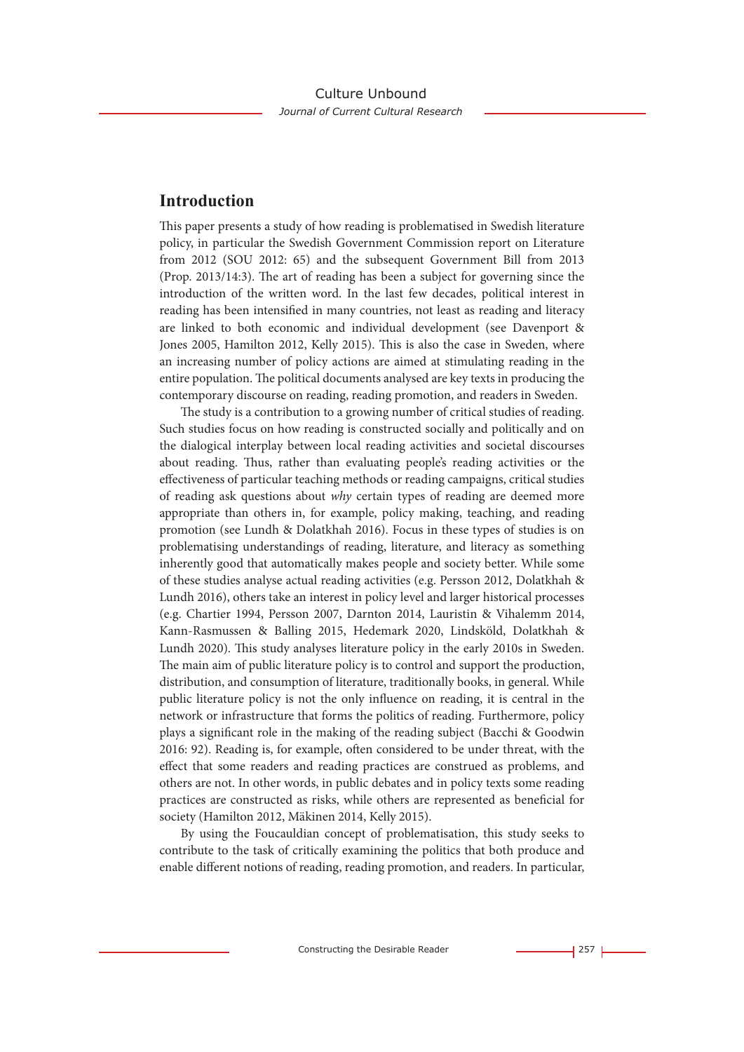## Introduction

This paper presents a study of how reading is problematised in Swedish literature policy, in particular the Swedish Government Commission report on Literature from 2012 (SOU 2012: 65) and the subsequent Government Bill from 2013 (Prop. 2013/14:3). The art of reading has been a subject for governing since the introduction of the written word. In the last few decades, political interest in reading has been intensified in many countries, not least as reading and literacy are linked to both economic and individual development (see Davenport & Jones 2005, Hamilton 2012, Kelly 2015). This is also the case in Sweden, where an increasing number of policy actions are aimed at stimulating reading in the entire population. The political documents analysed are key texts in producing the contemporary discourse on reading, reading promotion, and readers in Sweden.

The study is a contribution to a growing number of critical studies of reading. Such studies focus on how reading is constructed socially and politically and on the dialogical interplay between local reading activities and societal discourses about reading. Thus, rather than evaluating people's reading activities or the effectiveness of particular teaching methods or reading campaigns, critical studies of reading ask questions about *why* certain types of reading are deemed more appropriate than others in, for example, policy making, teaching, and reading promotion (see Lundh & Dolatkhah 2016). Focus in these types of studies is on problematising understandings of reading, literature, and literacy as something inherently good that automatically makes people and society better. While some of these studies analyse actual reading activities (e.g. Persson 2012, Dolatkhah & Lundh 2016), others take an interest in policy level and larger historical processes (e.g. Chartier 1994, Persson 2007, Darnton 2014, Lauristin & Vihalemm 2014, Kann-Rasmussen & Balling 2015, Hedemark 2020, Lindsköld, Dolatkhah & Lundh 2020). This study analyses literature policy in the early 2010s in Sweden. The main aim of public literature policy is to control and support the production, distribution, and consumption of literature, traditionally books, in general. While public literature policy is not the only influence on reading, it is central in the network or infrastructure that forms the politics of reading. Furthermore, policy plays a significant role in the making of the reading subject (Bacchi & Goodwin 2016: 92). Reading is, for example, often considered to be under threat, with the effect that some readers and reading practices are construed as problems, and others are not. In other words, in public debates and in policy texts some reading practices are constructed as risks, while others are represented as beneficial for society (Hamilton 2012, Mäkinen 2014, Kelly 2015).

By using the Foucauldian concept of problematisation, this study seeks to contribute to the task of critically examining the politics that both produce and enable different notions of reading, reading promotion, and readers. In particular,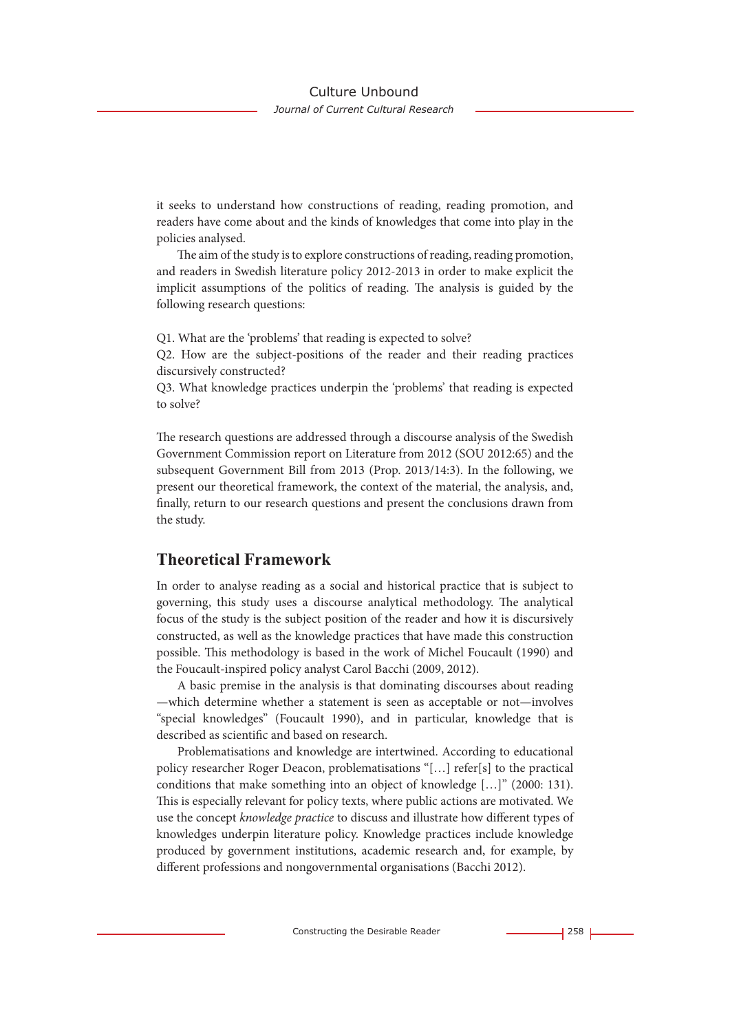it seeks to understand how constructions of reading, reading promotion, and readers have come about and the kinds of knowledges that come into play in the policies analysed.

The aim of the study is to explore constructions of reading, reading promotion, and readers in Swedish literature policy 2012-2013 in order to make explicit the implicit assumptions of the politics of reading. The analysis is guided by the following research questions:

Q1. What are the 'problems' that reading is expected to solve?
Q2. How are the subject-positions of the reader and their reading practices discursively constructed?
Q3. What knowledge practices underpin the 'problems' that reading is expected to solve?

The research questions are addressed through a discourse analysis of the Swedish Government Commission report on Literature from 2012 (SOU 2012:65) and the subsequent Government Bill from 2013 (Prop. 2013/14:3). In the following, we present our theoretical framework, the context of the material, the analysis, and, finally, return to our research questions and present the conclusions drawn from the study.

## Theoretical Framework

In order to analyse reading as a social and historical practice that is subject to governing, this study uses a discourse analytical methodology. The analytical focus of the study is the subject position of the reader and how it is discursively constructed, as well as the knowledge practices that have made this construction possible. This methodology is based in the work of Michel Foucault (1990) and the Foucault-inspired policy analyst Carol Bacchi (2009, 2012).

A basic premise in the analysis is that dominating discourses about reading —which determine whether a statement is seen as acceptable or not—involves "special knowledges" (Foucault 1990), and in particular, knowledge that is described as scientific and based on research.

Problematisations and knowledge are intertwined. According to educational policy researcher Roger Deacon, problematisations "[…] refer[s] to the practical conditions that make something into an object of knowledge […]" (2000: 131). This is especially relevant for policy texts, where public actions are motivated. We use the concept *knowledge practice* to discuss and illustrate how different types of knowledges underpin literature policy. Knowledge practices include knowledge produced by government institutions, academic research and, for example, by different professions and nongovernmental organisations (Bacchi 2012).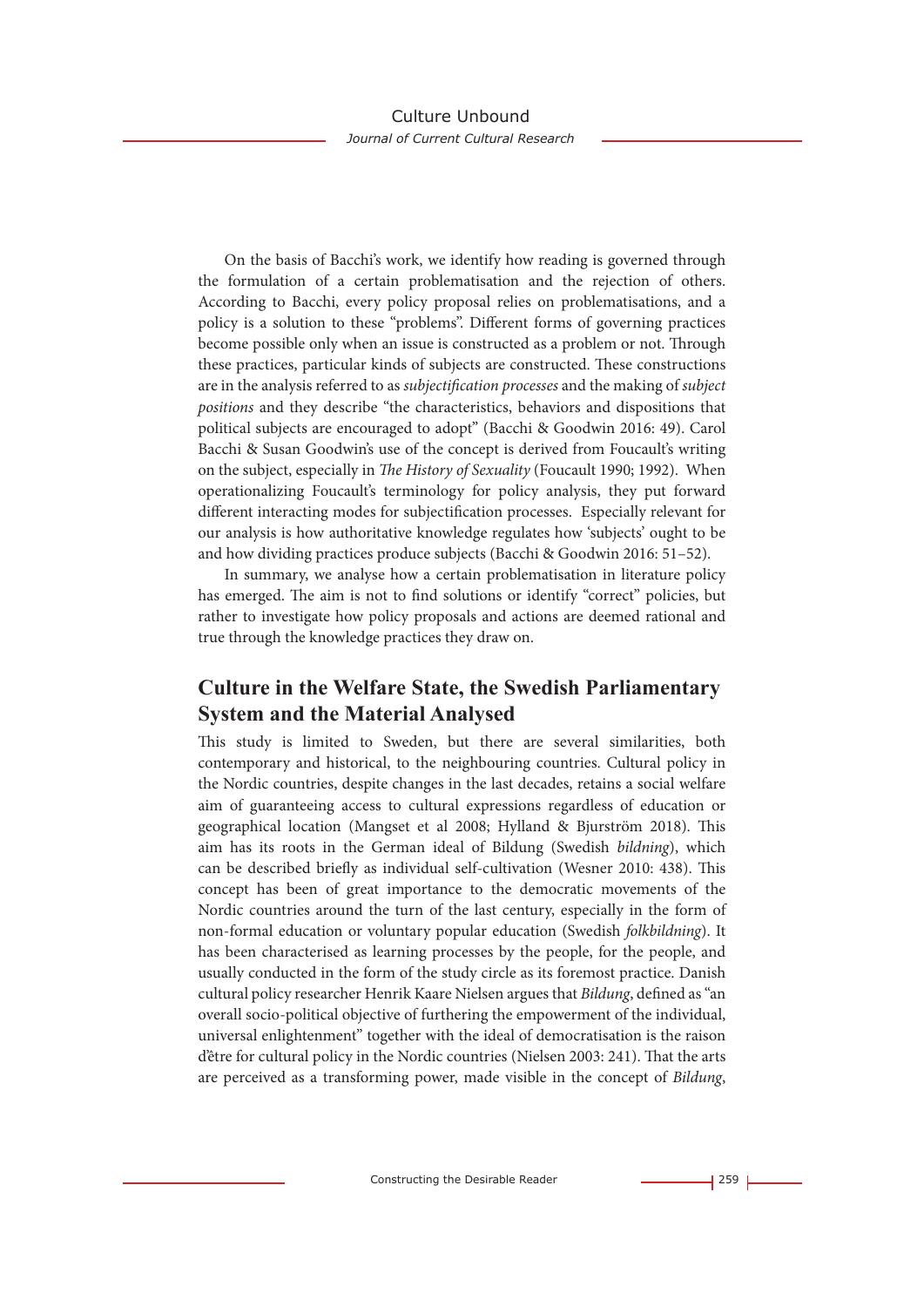On the basis of Bacchi's work, we identify how reading is governed through the formulation of a certain problematisation and the rejection of others. According to Bacchi, every policy proposal relies on problematisations, and a policy is a solution to these "problems". Different forms of governing practices become possible only when an issue is constructed as a problem or not. Through these practices, particular kinds of subjects are constructed. These constructions are in the analysis referred to as *subjectification processes* and the making of *subject positions* and they describe "the characteristics, behaviors and dispositions that political subjects are encouraged to adopt" (Bacchi & Goodwin 2016: 49). Carol Bacchi & Susan Goodwin's use of the concept is derived from Foucault's writing on the subject, especially in *The History of Sexuality* (Foucault 1990; 1992). When operationalizing Foucault's terminology for policy analysis, they put forward different interacting modes for subjectification processes. Especially relevant for our analysis is how authoritative knowledge regulates how 'subjects' ought to be and how dividing practices produce subjects (Bacchi & Goodwin 2016: 51–52).

In summary, we analyse how a certain problematisation in literature policy has emerged. The aim is not to find solutions or identify "correct" policies, but rather to investigate how policy proposals and actions are deemed rational and true through the knowledge practices they draw on.

## Culture in the Welfare State, the Swedish Parliamentary System and the Material Analysed

This study is limited to Sweden, but there are several similarities, both contemporary and historical, to the neighbouring countries. Cultural policy in the Nordic countries, despite changes in the last decades, retains a social welfare aim of guaranteeing access to cultural expressions regardless of education or geographical location (Mangset et al 2008; Hylland & Bjurström 2018). This aim has its roots in the German ideal of Bildung (Swedish *bildning*), which can be described briefly as individual self-cultivation (Wesner 2010: 438). This concept has been of great importance to the democratic movements of the Nordic countries around the turn of the last century, especially in the form of non-formal education or voluntary popular education (Swedish *folkbildning*). It has been characterised as learning processes by the people, for the people, and usually conducted in the form of the study circle as its foremost practice. Danish cultural policy researcher Henrik Kaare Nielsen argues that *Bildung*, defined as "an overall socio-political objective of furthering the empowerment of the individual, universal enlightenment" together with the ideal of democratisation is the raison d'être for cultural policy in the Nordic countries (Nielsen 2003: 241). That the arts are perceived as a transforming power, made visible in the concept of *Bildung*,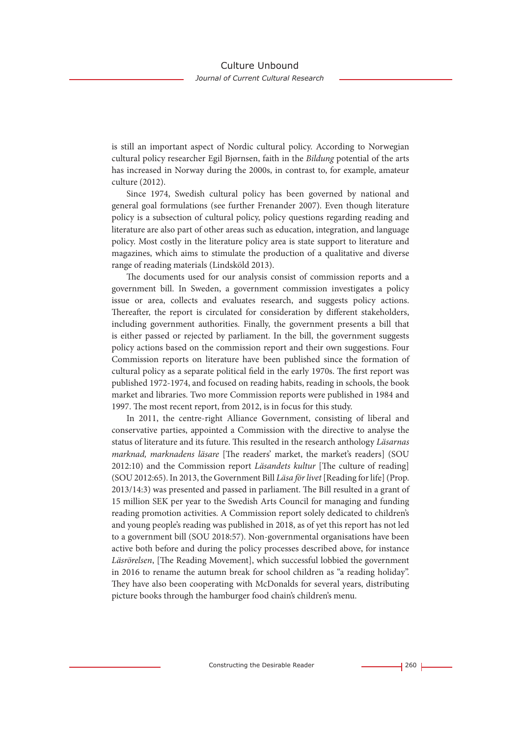is still an important aspect of Nordic cultural policy. According to Norwegian cultural policy researcher Egil Bjørnsen, faith in the *Bildung* potential of the arts has increased in Norway during the 2000s, in contrast to, for example, amateur culture (2012).

Since 1974, Swedish cultural policy has been governed by national and general goal formulations (see further Frenander 2007). Even though literature policy is a subsection of cultural policy, policy questions regarding reading and literature are also part of other areas such as education, integration, and language policy. Most costly in the literature policy area is state support to literature and magazines, which aims to stimulate the production of a qualitative and diverse range of reading materials (Lindsköld 2013).

The documents used for our analysis consist of commission reports and a government bill. In Sweden, a government commission investigates a policy issue or area, collects and evaluates research, and suggests policy actions. Thereafter, the report is circulated for consideration by different stakeholders, including government authorities. Finally, the government presents a bill that is either passed or rejected by parliament. In the bill, the government suggests policy actions based on the commission report and their own suggestions. Four Commission reports on literature have been published since the formation of cultural policy as a separate political field in the early 1970s. The first report was published 1972-1974, and focused on reading habits, reading in schools, the book market and libraries. Two more Commission reports were published in 1984 and 1997. The most recent report, from 2012, is in focus for this study.

In 2011, the centre-right Alliance Government, consisting of liberal and conservative parties, appointed a Commission with the directive to analyse the status of literature and its future. This resulted in the research anthology *Läsarnas marknad, marknadens läsare* [The readers' market, the market's readers] (SOU 2012:10) and the Commission report *Läsandets kultur* [The culture of reading] (SOU 2012:65). In 2013, the Government Bill *Läsa för livet* [Reading for life] (Prop. 2013/14:3) was presented and passed in parliament. The Bill resulted in a grant of 15 million SEK per year to the Swedish Arts Council for managing and funding reading promotion activities. A Commission report solely dedicated to children's and young people's reading was published in 2018, as of yet this report has not led to a government bill (SOU 2018:57). Non-governmental organisations have been active both before and during the policy processes described above, for instance *Läsrörelsen*, [The Reading Movement], which successful lobbied the government in 2016 to rename the autumn break for school children as "a reading holiday". They have also been cooperating with McDonalds for several years, distributing picture books through the hamburger food chain's children's menu.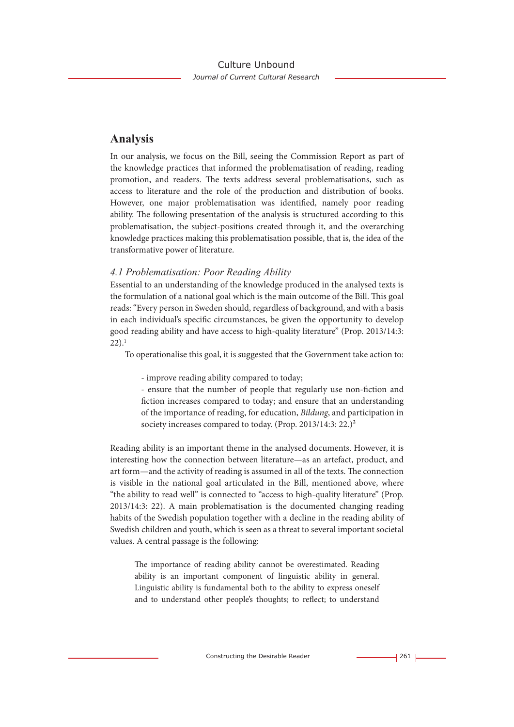## Analysis

In our analysis, we focus on the Bill, seeing the Commission Report as part of the knowledge practices that informed the problematisation of reading, reading promotion, and readers. The texts address several problematisations, such as access to literature and the role of the production and distribution of books. However, one major problematisation was identified, namely poor reading ability. The following presentation of the analysis is structured according to this problematisation, the subject-positions created through it, and the overarching knowledge practices making this problematisation possible, that is, the idea of the transformative power of literature.

### *4.1 Problematisation: Poor Reading Ability*

Essential to an understanding of the knowledge produced in the analysed texts is the formulation of a national goal which is the main outcome of the Bill. This goal reads: "Every person in Sweden should, regardless of background, and with a basis in each individual's specific circumstances, be given the opportunity to develop good reading ability and have access to high-quality literature" (Prop. 2013/14:3: 22).[1]

To operationalise this goal, it is suggested that the Government take action to:

> - improve reading ability compared to today;
> - ensure that the number of people that regularly use non-fiction and fiction increases compared to today; and ensure that an understanding of the importance of reading, for education, *Bildung*, and participation in society increases compared to today. (Prop. 2013/14:3: 22.)[2]

Reading ability is an important theme in the analysed documents. However, it is interesting how the connection between literature—as an artefact, product, and art form—and the activity of reading is assumed in all of the texts. The connection is visible in the national goal articulated in the Bill, mentioned above, where "the ability to read well" is connected to "access to high-quality literature" (Prop. 2013/14:3: 22). A main problematisation is the documented changing reading habits of the Swedish population together with a decline in the reading ability of Swedish children and youth, which is seen as a threat to several important societal values. A central passage is the following:

> The importance of reading ability cannot be overestimated. Reading ability is an important component of linguistic ability in general. Linguistic ability is fundamental both to the ability to express oneself and to understand other people's thoughts; to reflect; to understand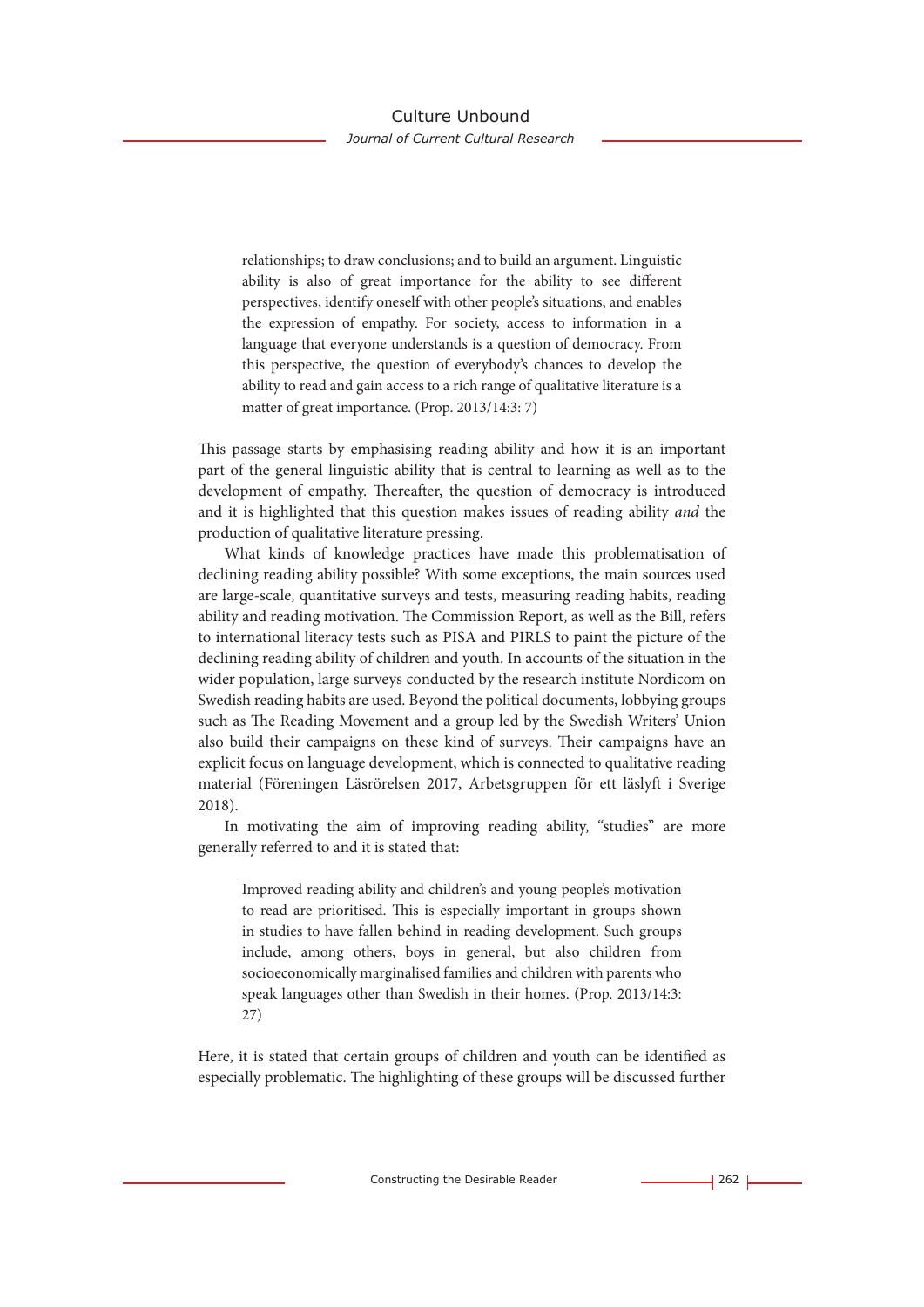> relationships; to draw conclusions; and to build an argument. Linguistic ability is also of great importance for the ability to see different perspectives, identify oneself with other people's situations, and enables the expression of empathy. For society, access to information in a language that everyone understands is a question of democracy. From this perspective, the question of everybody's chances to develop the ability to read and gain access to a rich range of qualitative literature is a matter of great importance. (Prop. 2013/14:3: 7)

This passage starts by emphasising reading ability and how it is an important part of the general linguistic ability that is central to learning as well as to the development of empathy. Thereafter, the question of democracy is introduced and it is highlighted that this question makes issues of reading ability *and* the production of qualitative literature pressing.

What kinds of knowledge practices have made this problematisation of declining reading ability possible? With some exceptions, the main sources used are large-scale, quantitative surveys and tests, measuring reading habits, reading ability and reading motivation. The Commission Report, as well as the Bill, refers to international literacy tests such as PISA and PIRLS to paint the picture of the declining reading ability of children and youth. In accounts of the situation in the wider population, large surveys conducted by the research institute Nordicom on Swedish reading habits are used. Beyond the political documents, lobbying groups such as The Reading Movement and a group led by the Swedish Writers' Union also build their campaigns on these kind of surveys. Their campaigns have an explicit focus on language development, which is connected to qualitative reading material (Föreningen Läsrörelsen 2017, Arbetsgruppen för ett läslyft i Sverige 2018).

In motivating the aim of improving reading ability, "studies" are more generally referred to and it is stated that:

> Improved reading ability and children's and young people's motivation to read are prioritised. This is especially important in groups shown in studies to have fallen behind in reading development. Such groups include, among others, boys in general, but also children from socioeconomically marginalised families and children with parents who speak languages other than Swedish in their homes. (Prop. 2013/14:3: 27)

Here, it is stated that certain groups of children and youth can be identified as especially problematic. The highlighting of these groups will be discussed further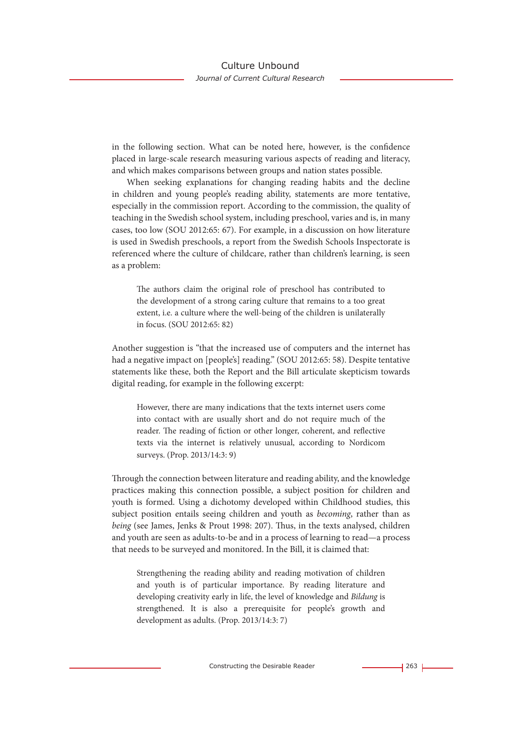in the following section. What can be noted here, however, is the confidence placed in large-scale research measuring various aspects of reading and literacy, and which makes comparisons between groups and nation states possible.

When seeking explanations for changing reading habits and the decline in children and young people's reading ability, statements are more tentative, especially in the commission report. According to the commission, the quality of teaching in the Swedish school system, including preschool, varies and is, in many cases, too low (SOU 2012:65: 67). For example, in a discussion on how literature is used in Swedish preschools, a report from the Swedish Schools Inspectorate is referenced where the culture of childcare, rather than children's learning, is seen as a problem:

> The authors claim the original role of preschool has contributed to the development of a strong caring culture that remains to a too great extent, i.e. a culture where the well-being of the children is unilaterally in focus. (SOU 2012:65: 82)

Another suggestion is "that the increased use of computers and the internet has had a negative impact on [people's] reading." (SOU 2012:65: 58). Despite tentative statements like these, both the Report and the Bill articulate skepticism towards digital reading, for example in the following excerpt:

> However, there are many indications that the texts internet users come into contact with are usually short and do not require much of the reader. The reading of fiction or other longer, coherent, and reflective texts via the internet is relatively unusual, according to Nordicom surveys. (Prop. 2013/14:3: 9)

Through the connection between literature and reading ability, and the knowledge practices making this connection possible, a subject position for children and youth is formed. Using a dichotomy developed within Childhood studies, this subject position entails seeing children and youth as *becoming*, rather than as *being* (see James, Jenks & Prout 1998: 207). Thus, in the texts analysed, children and youth are seen as adults-to-be and in a process of learning to read—a process that needs to be surveyed and monitored. In the Bill, it is claimed that:

> Strengthening the reading ability and reading motivation of children and youth is of particular importance. By reading literature and developing creativity early in life, the level of knowledge and *Bildung* is strengthened. It is also a prerequisite for people's growth and development as adults. (Prop. 2013/14:3: 7)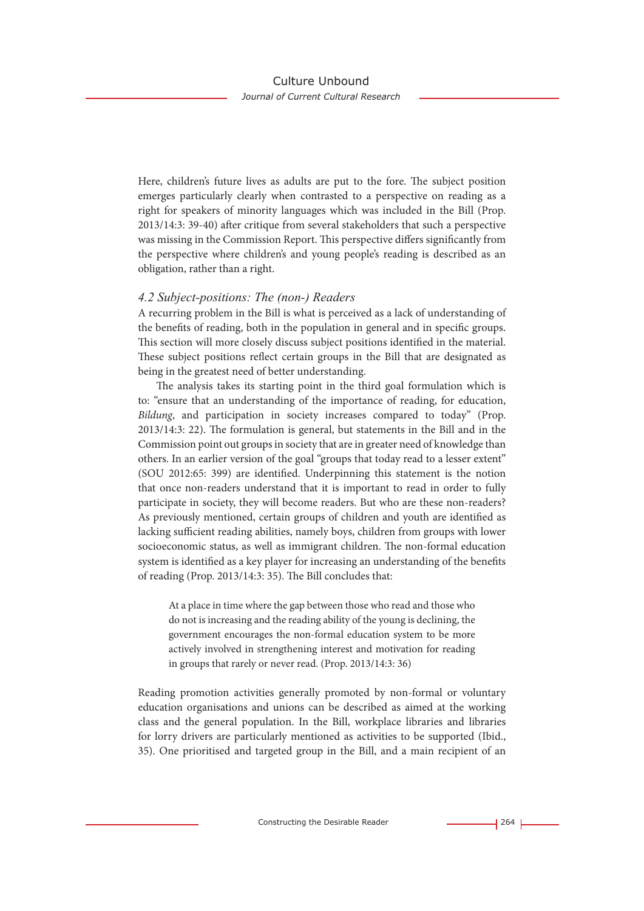Here, children's future lives as adults are put to the fore. The subject position emerges particularly clearly when contrasted to a perspective on reading as a right for speakers of minority languages which was included in the Bill (Prop. 2013/14:3: 39-40) after critique from several stakeholders that such a perspective was missing in the Commission Report. This perspective differs significantly from the perspective where children's and young people's reading is described as an obligation, rather than a right.

### *4.2 Subject-positions: The (non-) Readers*

A recurring problem in the Bill is what is perceived as a lack of understanding of the benefits of reading, both in the population in general and in specific groups. This section will more closely discuss subject positions identified in the material. These subject positions reflect certain groups in the Bill that are designated as being in the greatest need of better understanding.

The analysis takes its starting point in the third goal formulation which is to: "ensure that an understanding of the importance of reading, for education, *Bildung*, and participation in society increases compared to today" (Prop. 2013/14:3: 22). The formulation is general, but statements in the Bill and in the Commission point out groups in society that are in greater need of knowledge than others. In an earlier version of the goal "groups that today read to a lesser extent" (SOU 2012:65: 399) are identified. Underpinning this statement is the notion that once non-readers understand that it is important to read in order to fully participate in society, they will become readers. But who are these non-readers? As previously mentioned, certain groups of children and youth are identified as lacking sufficient reading abilities, namely boys, children from groups with lower socioeconomic status, as well as immigrant children. The non-formal education system is identified as a key player for increasing an understanding of the benefits of reading (Prop. 2013/14:3: 35). The Bill concludes that:

> At a place in time where the gap between those who read and those who do not is increasing and the reading ability of the young is declining, the government encourages the non-formal education system to be more actively involved in strengthening interest and motivation for reading in groups that rarely or never read. (Prop. 2013/14:3: 36)

Reading promotion activities generally promoted by non-formal or voluntary education organisations and unions can be described as aimed at the working class and the general population. In the Bill, workplace libraries and libraries for lorry drivers are particularly mentioned as activities to be supported (Ibid., 35). One prioritised and targeted group in the Bill, and a main recipient of an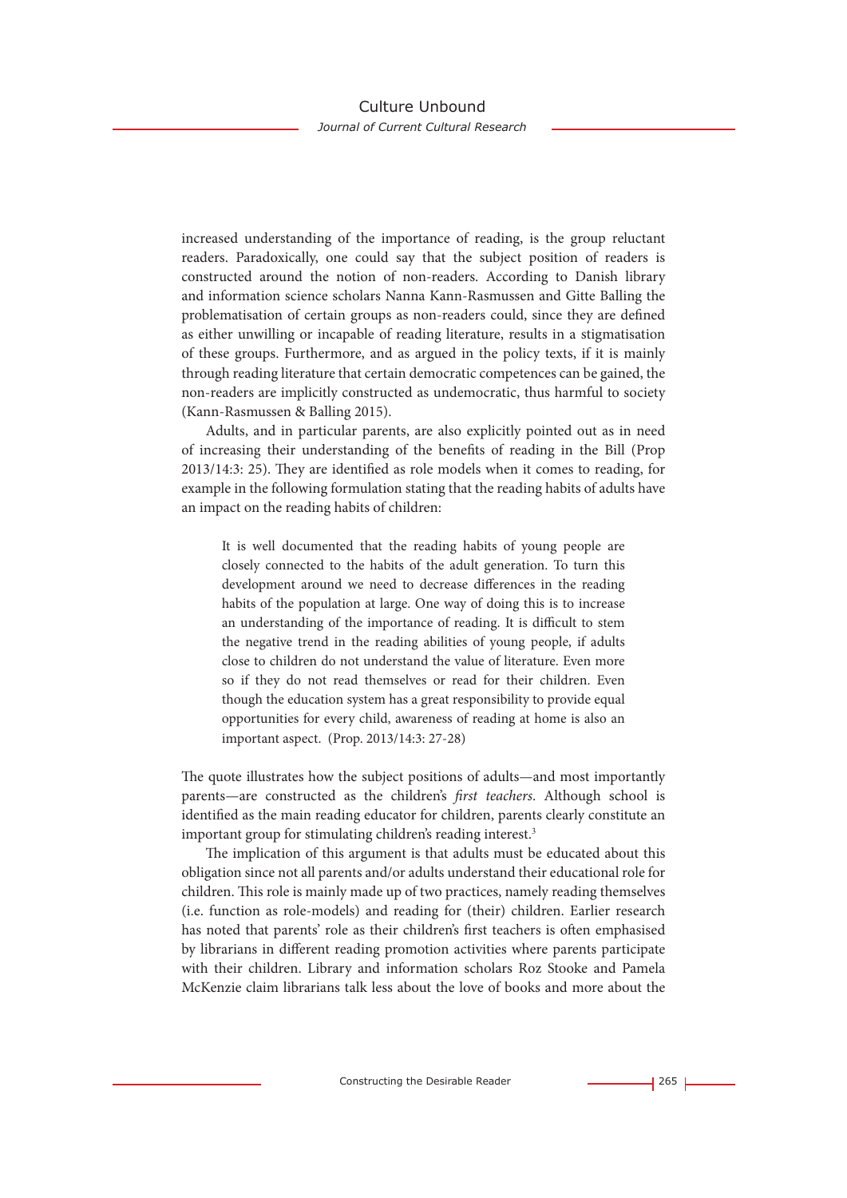increased understanding of the importance of reading, is the group reluctant readers. Paradoxically, one could say that the subject position of readers is constructed around the notion of non-readers. According to Danish library and information science scholars Nanna Kann-Rasmussen and Gitte Balling the problematisation of certain groups as non-readers could, since they are defined as either unwilling or incapable of reading literature, results in a stigmatisation of these groups. Furthermore, and as argued in the policy texts, if it is mainly through reading literature that certain democratic competences can be gained, the non-readers are implicitly constructed as undemocratic, thus harmful to society (Kann-Rasmussen & Balling 2015).

Adults, and in particular parents, are also explicitly pointed out as in need of increasing their understanding of the benefits of reading in the Bill (Prop 2013/14:3: 25). They are identified as role models when it comes to reading, for example in the following formulation stating that the reading habits of adults have an impact on the reading habits of children:

> It is well documented that the reading habits of young people are closely connected to the habits of the adult generation. To turn this development around we need to decrease differences in the reading habits of the population at large. One way of doing this is to increase an understanding of the importance of reading. It is difficult to stem the negative trend in the reading abilities of young people, if adults close to children do not understand the value of literature. Even more so if they do not read themselves or read for their children. Even though the education system has a great responsibility to provide equal opportunities for every child, awareness of reading at home is also an important aspect. (Prop. 2013/14:3: 27-28)

The quote illustrates how the subject positions of adults—and most importantly parents—are constructed as the children's *first teachers*. Although school is identified as the main reading educator for children, parents clearly constitute an important group for stimulating children's reading interest.[3]

The implication of this argument is that adults must be educated about this obligation since not all parents and/or adults understand their educational role for children. This role is mainly made up of two practices, namely reading themselves (i.e. function as role-models) and reading for (their) children. Earlier research has noted that parents' role as their children's first teachers is often emphasised by librarians in different reading promotion activities where parents participate with their children. Library and information scholars Roz Stooke and Pamela McKenzie claim librarians talk less about the love of books and more about the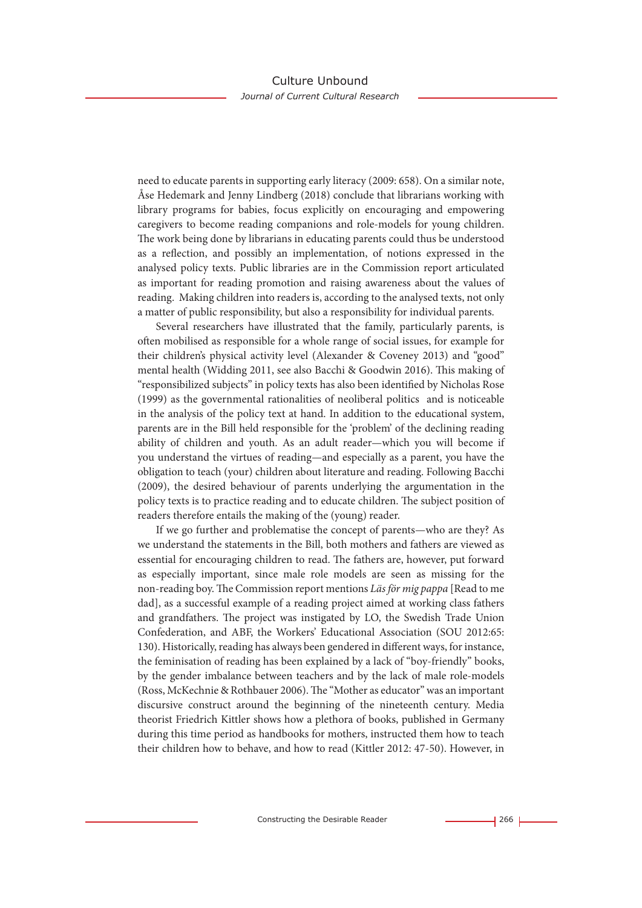need to educate parents in supporting early literacy (2009: 658). On a similar note, Åse Hedemark and Jenny Lindberg (2018) conclude that librarians working with library programs for babies, focus explicitly on encouraging and empowering caregivers to become reading companions and role-models for young children. The work being done by librarians in educating parents could thus be understood as a reflection, and possibly an implementation, of notions expressed in the analysed policy texts. Public libraries are in the Commission report articulated as important for reading promotion and raising awareness about the values of reading. Making children into readers is, according to the analysed texts, not only a matter of public responsibility, but also a responsibility for individual parents.

Several researchers have illustrated that the family, particularly parents, is often mobilised as responsible for a whole range of social issues, for example for their children's physical activity level (Alexander & Coveney 2013) and "good" mental health (Widding 2011, see also Bacchi & Goodwin 2016). This making of "responsibilized subjects" in policy texts has also been identified by Nicholas Rose (1999) as the governmental rationalities of neoliberal politics and is noticeable in the analysis of the policy text at hand. In addition to the educational system, parents are in the Bill held responsible for the 'problem' of the declining reading ability of children and youth. As an adult reader—which you will become if you understand the virtues of reading—and especially as a parent, you have the obligation to teach (your) children about literature and reading. Following Bacchi (2009), the desired behaviour of parents underlying the argumentation in the policy texts is to practice reading and to educate children. The subject position of readers therefore entails the making of the (young) reader.

If we go further and problematise the concept of parents—who are they? As we understand the statements in the Bill, both mothers and fathers are viewed as essential for encouraging children to read. The fathers are, however, put forward as especially important, since male role models are seen as missing for the non-reading boy. The Commission report mentions *Läs för mig pappa* [Read to me dad], as a successful example of a reading project aimed at working class fathers and grandfathers. The project was instigated by LO, the Swedish Trade Union Confederation, and ABF, the Workers' Educational Association (SOU 2012:65: 130). Historically, reading has always been gendered in different ways, for instance, the feminisation of reading has been explained by a lack of "boy-friendly" books, by the gender imbalance between teachers and by the lack of male role-models (Ross, McKechnie & Rothbauer 2006). The "Mother as educator" was an important discursive construct around the beginning of the nineteenth century. Media theorist Friedrich Kittler shows how a plethora of books, published in Germany during this time period as handbooks for mothers, instructed them how to teach their children how to behave, and how to read (Kittler 2012: 47-50). However, in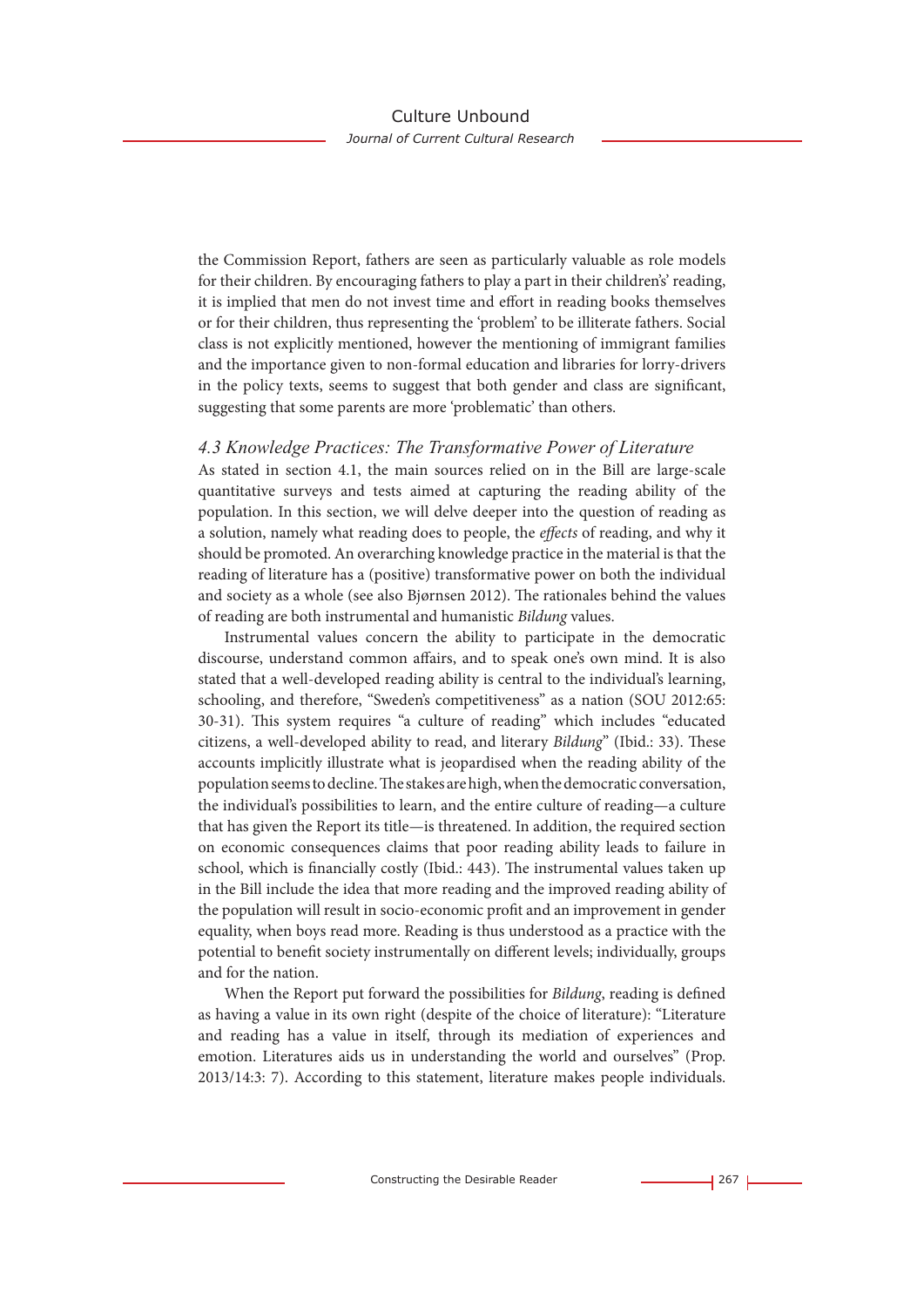the Commission Report, fathers are seen as particularly valuable as role models for their children. By encouraging fathers to play a part in their children's' reading, it is implied that men do not invest time and effort in reading books themselves or for their children, thus representing the 'problem' to be illiterate fathers. Social class is not explicitly mentioned, however the mentioning of immigrant families and the importance given to non-formal education and libraries for lorry-drivers in the policy texts, seems to suggest that both gender and class are significant, suggesting that some parents are more 'problematic' than others.

### *4.3 Knowledge Practices: The Transformative Power of Literature*

As stated in section 4.1, the main sources relied on in the Bill are large-scale quantitative surveys and tests aimed at capturing the reading ability of the population. In this section, we will delve deeper into the question of reading as a solution, namely what reading does to people, the *effects* of reading, and why it should be promoted. An overarching knowledge practice in the material is that the reading of literature has a (positive) transformative power on both the individual and society as a whole (see also Bjørnsen 2012). The rationales behind the values of reading are both instrumental and humanistic *Bildung* values.

Instrumental values concern the ability to participate in the democratic discourse, understand common affairs, and to speak one's own mind. It is also stated that a well-developed reading ability is central to the individual's learning, schooling, and therefore, "Sweden's competitiveness" as a nation (SOU 2012:65: 30-31). This system requires "a culture of reading" which includes "educated citizens, a well-developed ability to read, and literary *Bildung*" (Ibid.: 33). These accounts implicitly illustrate what is jeopardised when the reading ability of the population seems to decline. The stakes are high, when the democratic conversation, the individual's possibilities to learn, and the entire culture of reading—a culture that has given the Report its title—is threatened. In addition, the required section on economic consequences claims that poor reading ability leads to failure in school, which is financially costly (Ibid.: 443). The instrumental values taken up in the Bill include the idea that more reading and the improved reading ability of the population will result in socio-economic profit and an improvement in gender equality, when boys read more. Reading is thus understood as a practice with the potential to benefit society instrumentally on different levels; individually, groups and for the nation.

When the Report put forward the possibilities for *Bildung*, reading is defined as having a value in its own right (despite of the choice of literature): "Literature and reading has a value in itself, through its mediation of experiences and emotion. Literatures aids us in understanding the world and ourselves" (Prop. 2013/14:3: 7). According to this statement, literature makes people individuals.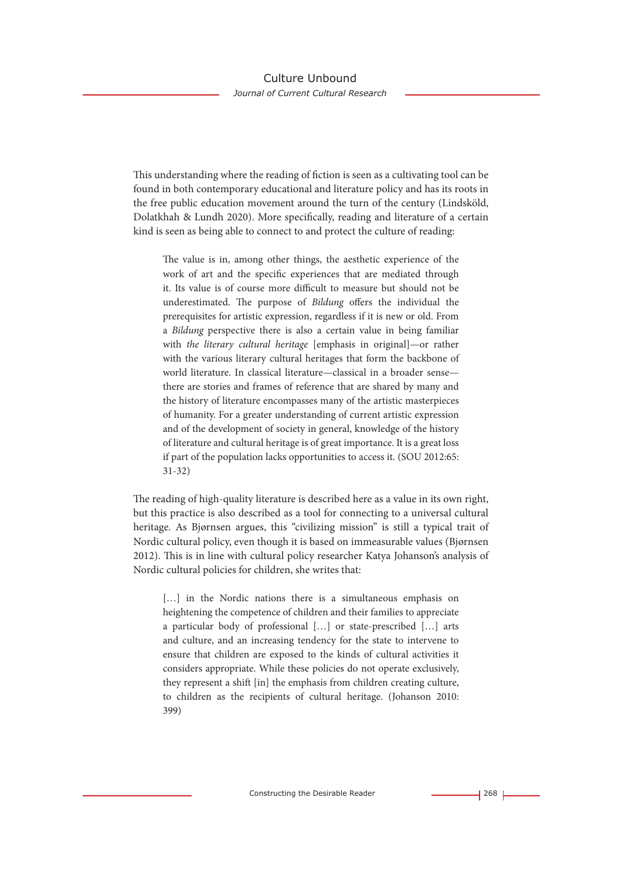This understanding where the reading of fiction is seen as a cultivating tool can be found in both contemporary educational and literature policy and has its roots in the free public education movement around the turn of the century (Lindsköld, Dolatkhah & Lundh 2020). More specifically, reading and literature of a certain kind is seen as being able to connect to and protect the culture of reading:

> The value is in, among other things, the aesthetic experience of the work of art and the specific experiences that are mediated through it. Its value is of course more difficult to measure but should not be underestimated. The purpose of *Bildung* offers the individual the prerequisites for artistic expression, regardless if it is new or old. From a *Bildung* perspective there is also a certain value in being familiar with *the literary cultural heritage* [emphasis in original]—or rather with the various literary cultural heritages that form the backbone of world literature. In classical literature—classical in a broader sense—there are stories and frames of reference that are shared by many and the history of literature encompasses many of the artistic masterpieces of humanity. For a greater understanding of current artistic expression and of the development of society in general, knowledge of the history of literature and cultural heritage is of great importance. It is a great loss if part of the population lacks opportunities to access it. (SOU 2012:65: 31-32)

The reading of high-quality literature is described here as a value in its own right, but this practice is also described as a tool for connecting to a universal cultural heritage. As Bjørnsen argues, this "civilizing mission" is still a typical trait of Nordic cultural policy, even though it is based on immeasurable values (Bjørnsen 2012). This is in line with cultural policy researcher Katya Johanson's analysis of Nordic cultural policies for children, she writes that:

> […] in the Nordic nations there is a simultaneous emphasis on heightening the competence of children and their families to appreciate a particular body of professional […] or state-prescribed […] arts and culture, and an increasing tendency for the state to intervene to ensure that children are exposed to the kinds of cultural activities it considers appropriate. While these policies do not operate exclusively, they represent a shift [in] the emphasis from children creating culture, to children as the recipients of cultural heritage. (Johanson 2010: 399)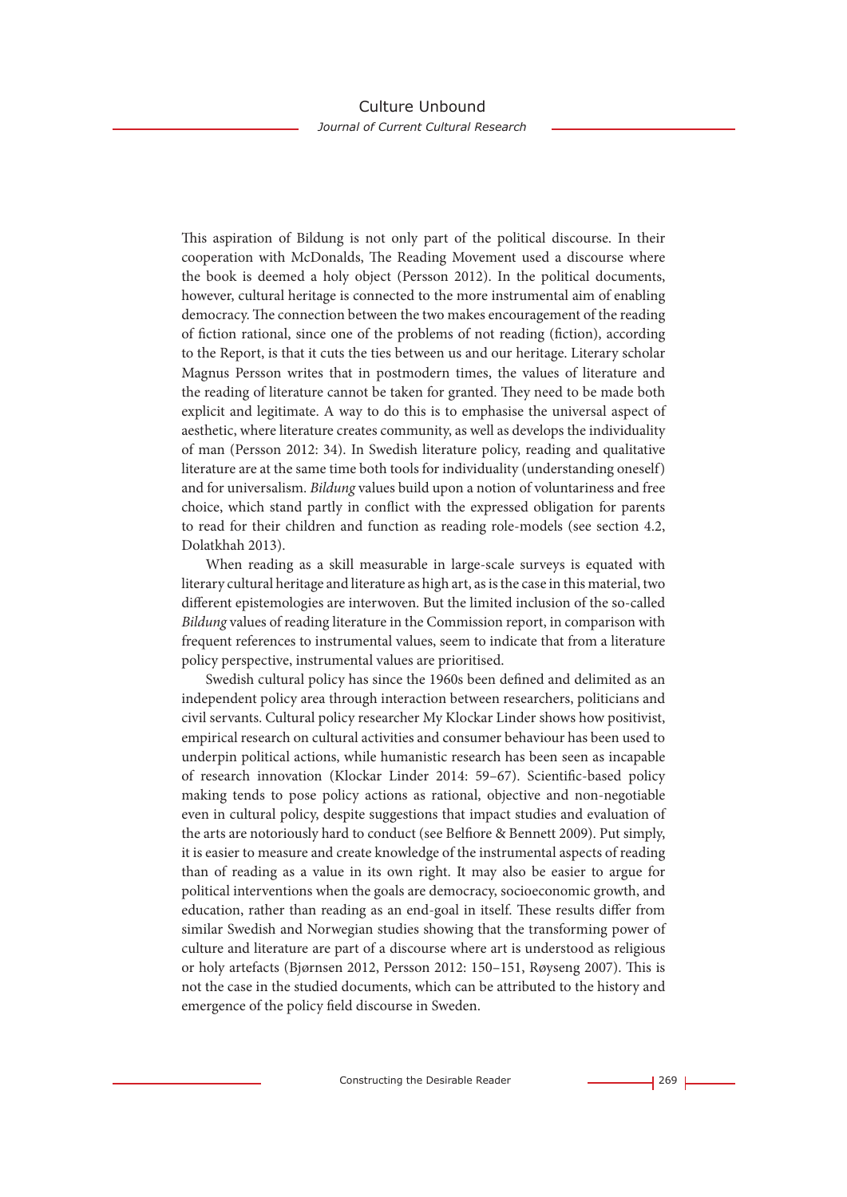This aspiration of Bildung is not only part of the political discourse. In their cooperation with McDonalds, The Reading Movement used a discourse where the book is deemed a holy object (Persson 2012). In the political documents, however, cultural heritage is connected to the more instrumental aim of enabling democracy. The connection between the two makes encouragement of the reading of fiction rational, since one of the problems of not reading (fiction), according to the Report, is that it cuts the ties between us and our heritage. Literary scholar Magnus Persson writes that in postmodern times, the values of literature and the reading of literature cannot be taken for granted. They need to be made both explicit and legitimate. A way to do this is to emphasise the universal aspect of aesthetic, where literature creates community, as well as develops the individuality of man (Persson 2012: 34). In Swedish literature policy, reading and qualitative literature are at the same time both tools for individuality (understanding oneself) and for universalism. *Bildung* values build upon a notion of voluntariness and free choice, which stand partly in conflict with the expressed obligation for parents to read for their children and function as reading role-models (see section 4.2, Dolatkhah 2013).

When reading as a skill measurable in large-scale surveys is equated with literary cultural heritage and literature as high art, as is the case in this material, two different epistemologies are interwoven. But the limited inclusion of the so-called *Bildung* values of reading literature in the Commission report, in comparison with frequent references to instrumental values, seem to indicate that from a literature policy perspective, instrumental values are prioritised.

Swedish cultural policy has since the 1960s been defined and delimited as an independent policy area through interaction between researchers, politicians and civil servants. Cultural policy researcher My Klockar Linder shows how positivist, empirical research on cultural activities and consumer behaviour has been used to underpin political actions, while humanistic research has been seen as incapable of research innovation (Klockar Linder 2014: 59–67). Scientific-based policy making tends to pose policy actions as rational, objective and non-negotiable even in cultural policy, despite suggestions that impact studies and evaluation of the arts are notoriously hard to conduct (see Belfiore & Bennett 2009). Put simply, it is easier to measure and create knowledge of the instrumental aspects of reading than of reading as a value in its own right. It may also be easier to argue for political interventions when the goals are democracy, socioeconomic growth, and education, rather than reading as an end-goal in itself. These results differ from similar Swedish and Norwegian studies showing that the transforming power of culture and literature are part of a discourse where art is understood as religious or holy artefacts (Bjørnsen 2012, Persson 2012: 150–151, Røyseng 2007). This is not the case in the studied documents, which can be attributed to the history and emergence of the policy field discourse in Sweden.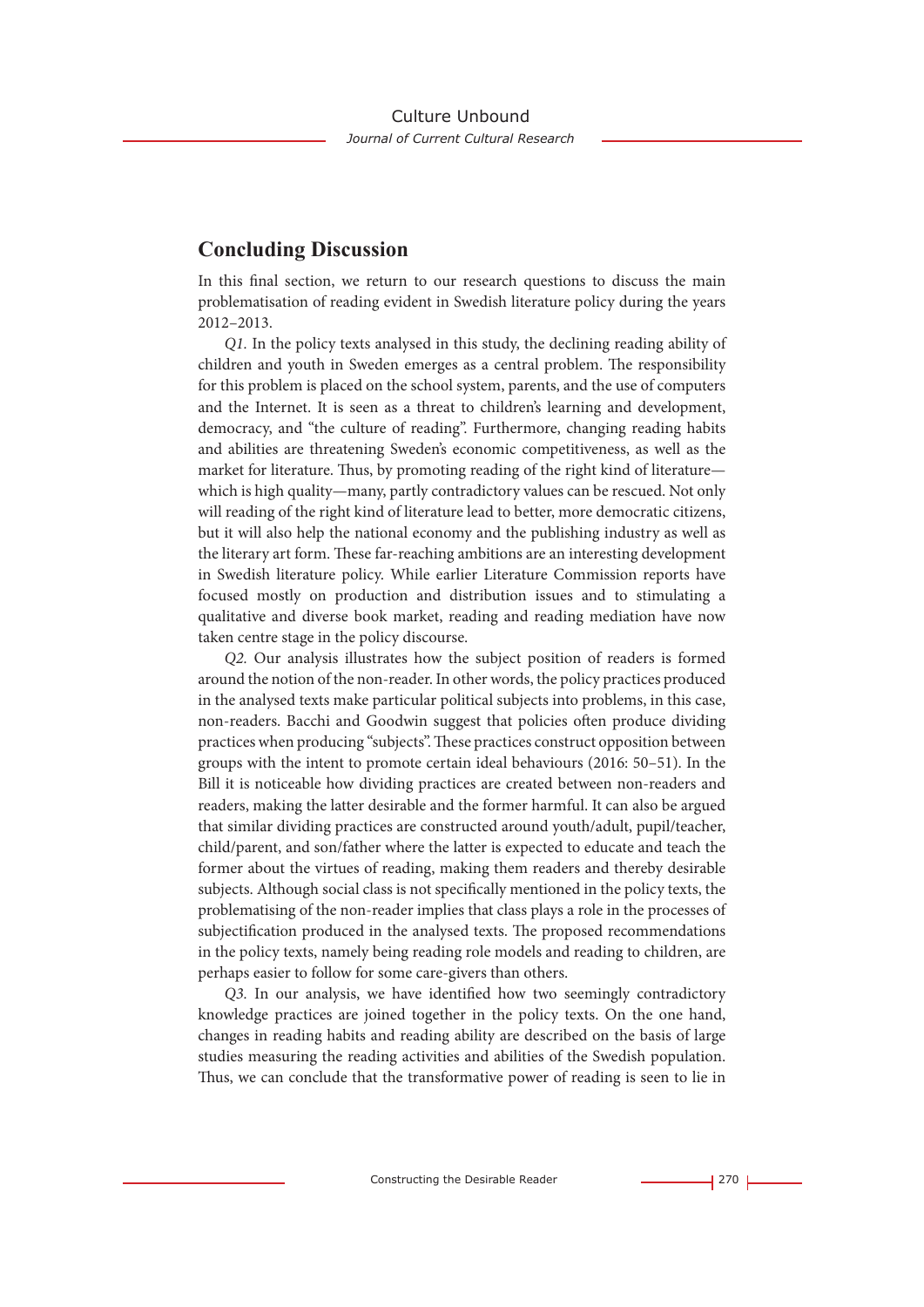## Concluding Discussion

In this final section, we return to our research questions to discuss the main problematisation of reading evident in Swedish literature policy during the years 2012–2013.

*Q1.* In the policy texts analysed in this study, the declining reading ability of children and youth in Sweden emerges as a central problem. The responsibility for this problem is placed on the school system, parents, and the use of computers and the Internet. It is seen as a threat to children's learning and development, democracy, and "the culture of reading". Furthermore, changing reading habits and abilities are threatening Sweden's economic competitiveness, as well as the market for literature. Thus, by promoting reading of the right kind of literature—which is high quality—many, partly contradictory values can be rescued. Not only will reading of the right kind of literature lead to better, more democratic citizens, but it will also help the national economy and the publishing industry as well as the literary art form. These far-reaching ambitions are an interesting development in Swedish literature policy. While earlier Literature Commission reports have focused mostly on production and distribution issues and to stimulating a qualitative and diverse book market, reading and reading mediation have now taken centre stage in the policy discourse.

*Q2.* Our analysis illustrates how the subject position of readers is formed around the notion of the non-reader. In other words, the policy practices produced in the analysed texts make particular political subjects into problems, in this case, non-readers. Bacchi and Goodwin suggest that policies often produce dividing practices when producing "subjects". These practices construct opposition between groups with the intent to promote certain ideal behaviours (2016: 50–51). In the Bill it is noticeable how dividing practices are created between non-readers and readers, making the latter desirable and the former harmful. It can also be argued that similar dividing practices are constructed around youth/adult, pupil/teacher, child/parent, and son/father where the latter is expected to educate and teach the former about the virtues of reading, making them readers and thereby desirable subjects. Although social class is not specifically mentioned in the policy texts, the problematising of the non-reader implies that class plays a role in the processes of subjectification produced in the analysed texts. The proposed recommendations in the policy texts, namely being reading role models and reading to children, are perhaps easier to follow for some care-givers than others.

*Q3.* In our analysis, we have identified how two seemingly contradictory knowledge practices are joined together in the policy texts. On the one hand, changes in reading habits and reading ability are described on the basis of large studies measuring the reading activities and abilities of the Swedish population. Thus, we can conclude that the transformative power of reading is seen to lie in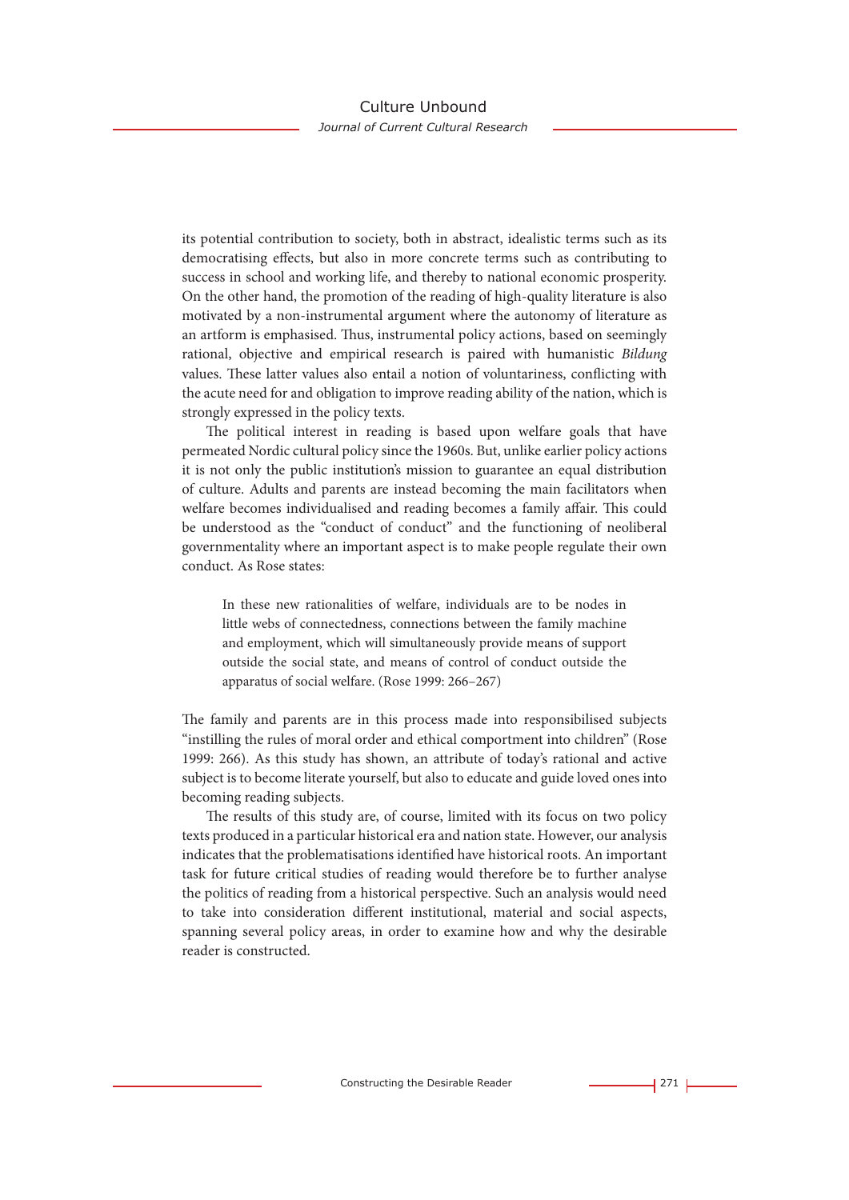its potential contribution to society, both in abstract, idealistic terms such as its democratising effects, but also in more concrete terms such as contributing to success in school and working life, and thereby to national economic prosperity. On the other hand, the promotion of the reading of high-quality literature is also motivated by a non-instrumental argument where the autonomy of literature as an artform is emphasised. Thus, instrumental policy actions, based on seemingly rational, objective and empirical research is paired with humanistic *Bildung* values. These latter values also entail a notion of voluntariness, conflicting with the acute need for and obligation to improve reading ability of the nation, which is strongly expressed in the policy texts.

The political interest in reading is based upon welfare goals that have permeated Nordic cultural policy since the 1960s. But, unlike earlier policy actions it is not only the public institution's mission to guarantee an equal distribution of culture. Adults and parents are instead becoming the main facilitators when welfare becomes individualised and reading becomes a family affair. This could be understood as the "conduct of conduct" and the functioning of neoliberal governmentality where an important aspect is to make people regulate their own conduct. As Rose states:

> In these new rationalities of welfare, individuals are to be nodes in little webs of connectedness, connections between the family machine and employment, which will simultaneously provide means of support outside the social state, and means of control of conduct outside the apparatus of social welfare. (Rose 1999: 266–267)

The family and parents are in this process made into responsibilised subjects "instilling the rules of moral order and ethical comportment into children" (Rose 1999: 266). As this study has shown, an attribute of today's rational and active subject is to become literate yourself, but also to educate and guide loved ones into becoming reading subjects.

The results of this study are, of course, limited with its focus on two policy texts produced in a particular historical era and nation state. However, our analysis indicates that the problematisations identified have historical roots. An important task for future critical studies of reading would therefore be to further analyse the politics of reading from a historical perspective. Such an analysis would need to take into consideration different institutional, material and social aspects, spanning several policy areas, in order to examine how and why the desirable reader is constructed.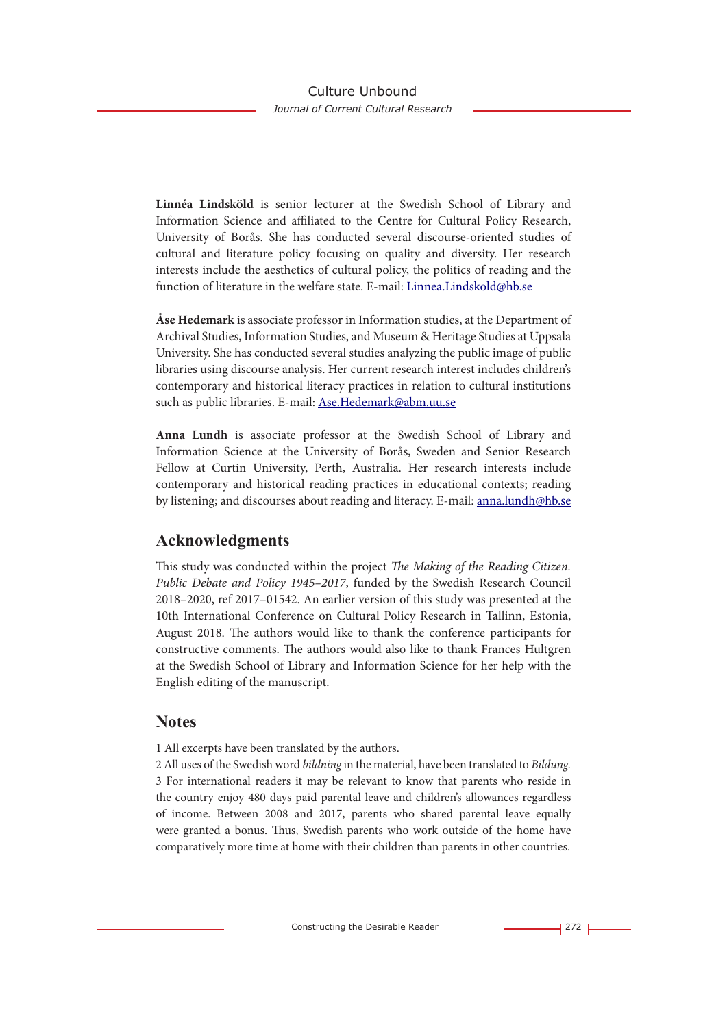**Linnéa Lindsköld** is senior lecturer at the Swedish School of Library and Information Science and affiliated to the Centre for Cultural Policy Research, University of Borås. She has conducted several discourse-oriented studies of cultural and literature policy focusing on quality and diversity. Her research interests include the aesthetics of cultural policy, the politics of reading and the function of literature in the welfare state. E-mail: Linnea.Lindskold@hb.se

**Åse Hedemark** is associate professor in Information studies, at the Department of Archival Studies, Information Studies, and Museum & Heritage Studies at Uppsala University. She has conducted several studies analyzing the public image of public libraries using discourse analysis. Her current research interest includes children's contemporary and historical literacy practices in relation to cultural institutions such as public libraries. E-mail: Ase.Hedemark@abm.uu.se

**Anna Lundh** is associate professor at the Swedish School of Library and Information Science at the University of Borås, Sweden and Senior Research Fellow at Curtin University, Perth, Australia. Her research interests include contemporary and historical reading practices in educational contexts; reading by listening; and discourses about reading and literacy. E-mail: anna.lundh@hb.se

## Acknowledgments

This study was conducted within the project *The Making of the Reading Citizen. Public Debate and Policy 1945–2017*, funded by the Swedish Research Council 2018–2020, ref 2017–01542. An earlier version of this study was presented at the 10th International Conference on Cultural Policy Research in Tallinn, Estonia, August 2018. The authors would like to thank the conference participants for constructive comments. The authors would also like to thank Frances Hultgren at the Swedish School of Library and Information Science for her help with the English editing of the manuscript.

## Notes

1 All excerpts have been translated by the authors.
2 All uses of the Swedish word *bildning* in the material, have been translated to *Bildung.*
3 For international readers it may be relevant to know that parents who reside in the country enjoy 480 days paid parental leave and children's allowances regardless of income. Between 2008 and 2017, parents who shared parental leave equally were granted a bonus. Thus, Swedish parents who work outside of the home have comparatively more time at home with their children than parents in other countries.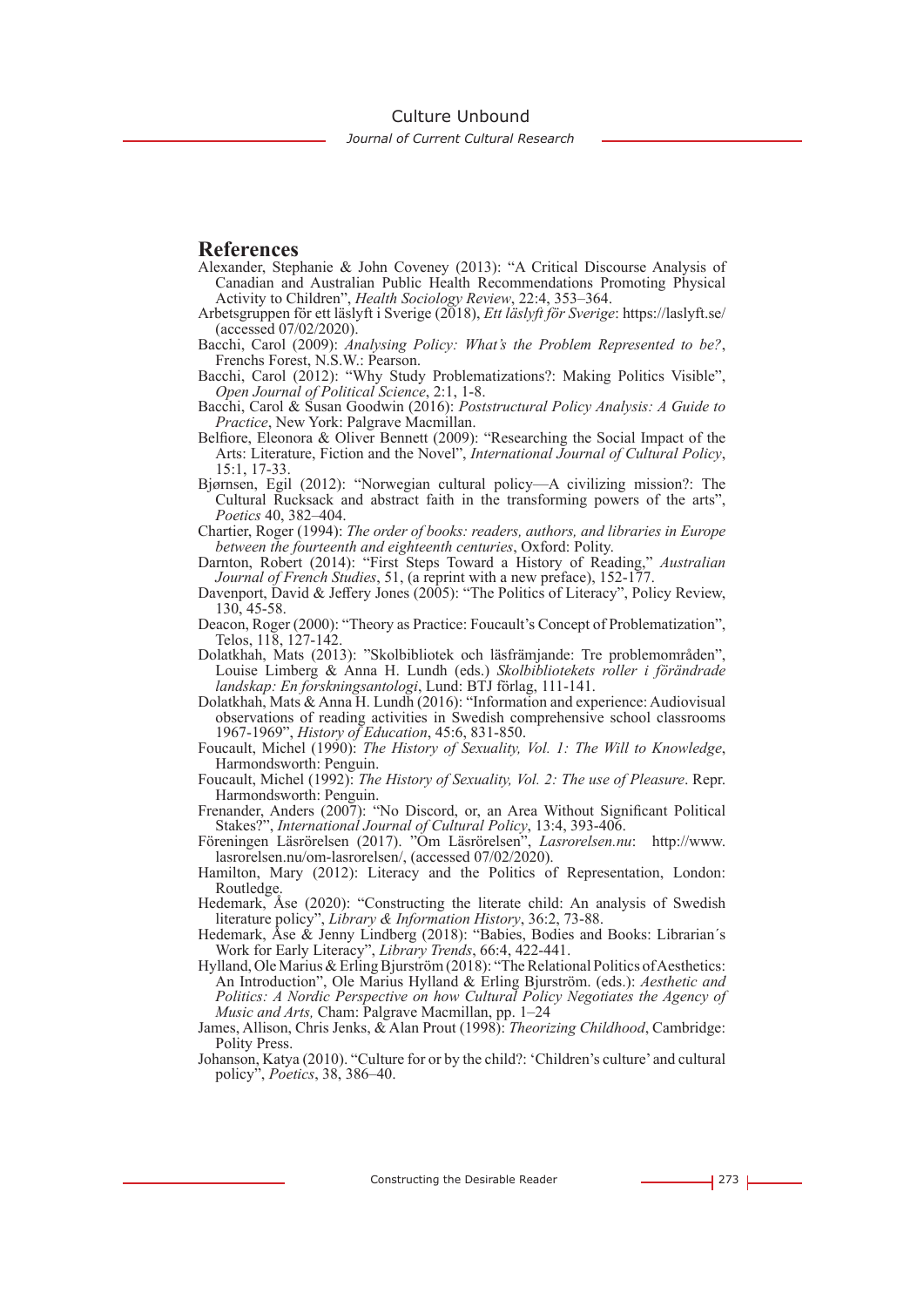## References

Alexander, Stephanie & John Coveney (2013): "A Critical Discourse Analysis of Canadian and Australian Public Health Recommendations Promoting Physical Activity to Children", *Health Sociology Review*, 22:4, 353–364.

Arbetsgruppen för ett läslyft i Sverige (2018), *Ett läslyft för Sverige*: https://laslyft.se/ (accessed 07/02/2020).

Bacchi, Carol (2009): *Analysing Policy: What's the Problem Represented to be?*, Frenchs Forest, N.S.W.: Pearson.

Bacchi, Carol (2012): "Why Study Problematizations?: Making Politics Visible", *Open Journal of Political Science*, 2:1, 1-8.

Bacchi, Carol & Susan Goodwin (2016): *Poststructural Policy Analysis: A Guide to Practice*, New York: Palgrave Macmillan.

Belfiore, Eleonora & Oliver Bennett (2009): "Researching the Social Impact of the Arts: Literature, Fiction and the Novel", *International Journal of Cultural Policy*, 15:1, 17-33.

Bjørnsen, Egil (2012): "Norwegian cultural policy—A civilizing mission?: The Cultural Rucksack and abstract faith in the transforming powers of the arts", *Poetics* 40, 382–404.

Chartier, Roger (1994): *The order of books: readers, authors, and libraries in Europe between the fourteenth and eighteenth centuries*, Oxford: Polity.

Darnton, Robert (2014): "First Steps Toward a History of Reading," *Australian Journal of French Studies*, 51, (a reprint with a new preface), 152-177.

Davenport, David & Jeffery Jones (2005): "The Politics of Literacy", Policy Review, 130, 45-58.

Deacon, Roger (2000): "Theory as Practice: Foucault's Concept of Problematization", Telos, 118, 127-142.

Dolatkhah, Mats (2013): "Skolbibliotek och läsfrämjande: Tre problemområden", Louise Limberg & Anna H. Lundh (eds.) *Skolbibliotekets roller i förändrade landskap: En forskningsantologi*, Lund: BTJ förlag, 111-141.

Dolatkhah, Mats & Anna H. Lundh (2016): "Information and experience: Audiovisual observations of reading activities in Swedish comprehensive school classrooms 1967-1969", *History of Education*, 45:6, 831-850.

Foucault, Michel (1990): *The History of Sexuality, Vol. 1: The Will to Knowledge*, Harmondsworth: Penguin.

Foucault, Michel (1992): *The History of Sexuality, Vol. 2: The use of Pleasure*. Repr. Harmondsworth: Penguin.

Frenander, Anders (2007): "No Discord, or, an Area Without Significant Political Stakes?", *International Journal of Cultural Policy*, 13:4, 393-406.

Föreningen Läsrörelsen (2017). "Om Läsrörelsen", *Lasrorelsen.nu*: http://www.lasrorelsen.nu/om-lasrorelsen/, (accessed 07/02/2020).

Hamilton, Mary (2012): Literacy and the Politics of Representation, London: Routledge.

Hedemark, Åse (2020): "Constructing the literate child: An analysis of Swedish literature policy", *Library & Information History*, 36:2, 73-88.

Hedemark, Åse & Jenny Lindberg (2018): "Babies, Bodies and Books: Librarian´s Work for Early Literacy", *Library Trends*, 66:4, 422-441.

Hylland, Ole Marius & Erling Bjurström (2018): "The Relational Politics of Aesthetics: An Introduction", Ole Marius Hylland & Erling Bjurström. (eds.): *Aesthetic and Politics: A Nordic Perspective on how Cultural Policy Negotiates the Agency of Music and Arts,* Cham: Palgrave Macmillan, pp. 1–24

James, Allison, Chris Jenks, & Alan Prout (1998): *Theorizing Childhood*, Cambridge: Polity Press.

Johanson, Katya (2010). "Culture for or by the child?: 'Children's culture' and cultural policy", *Poetics*, 38, 386–40.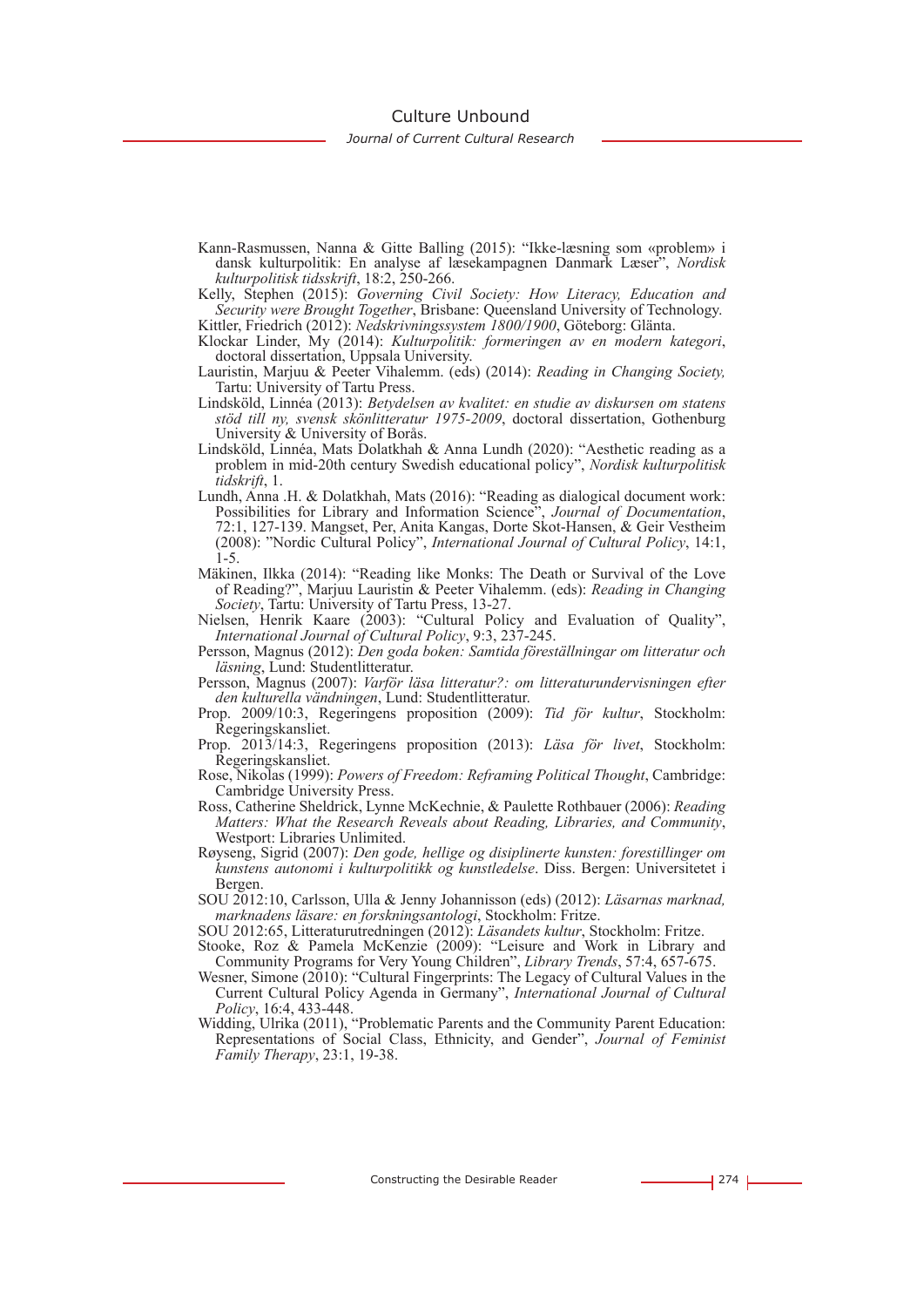Kann-Rasmussen, Nanna & Gitte Balling (2015): "Ikke-læsning som «problem» i dansk kulturpolitik: En analyse af læsekampagnen Danmark Læser", *Nordisk kulturpolitisk tidsskrift*, 18:2, 250-266.

Kelly, Stephen (2015): *Governing Civil Society: How Literacy, Education and Security were Brought Together*, Brisbane: Queensland University of Technology.

Kittler, Friedrich (2012): *Nedskrivningssystem 1800/1900*, Göteborg: Glänta.

Klockar Linder, My (2014): *Kulturpolitik: formeringen av en modern kategori*, doctoral dissertation, Uppsala University.

Lauristin, Marjuu & Peeter Vihalemm. (eds) (2014): *Reading in Changing Society,* Tartu: University of Tartu Press.

Lindsköld, Linnéa (2013): *Betydelsen av kvalitet: en studie av diskursen om statens stöd till ny, svensk skönlitteratur 1975-2009*, doctoral dissertation, Gothenburg University & University of Borås.

Lindsköld, Linnéa, Mats Dolatkhah & Anna Lundh (2020): "Aesthetic reading as a problem in mid-20th century Swedish educational policy", *Nordisk kulturpolitisk tidskrift*, 1.

Lundh, Anna .H. & Dolatkhah, Mats (2016): "Reading as dialogical document work: Possibilities for Library and Information Science", *Journal of Documentation*, 72:1, 127-139. Mangset, Per, Anita Kangas, Dorte Skot-Hansen, & Geir Vestheim (2008): "Nordic Cultural Policy", *International Journal of Cultural Policy*, 14:1, 1-5.

Mäkinen, Ilkka (2014): "Reading like Monks: The Death or Survival of the Love of Reading?", Marjuu Lauristin & Peeter Vihalemm. (eds): *Reading in Changing Society*, Tartu: University of Tartu Press, 13-27.

Nielsen, Henrik Kaare (2003): "Cultural Policy and Evaluation of Quality", *International Journal of Cultural Policy*, 9:3, 237-245.

Persson, Magnus (2012): *Den goda boken: Samtida föreställningar om litteratur och läsning*, Lund: Studentlitteratur.

Persson, Magnus (2007): *Varför läsa litteratur?: om litteraturundervisningen efter den kulturella vändningen*, Lund: Studentlitteratur.

Prop. 2009/10:3, Regeringens proposition (2009): *Tid för kultur*, Stockholm: Regeringskansliet.

Prop. 2013/14:3, Regeringens proposition (2013): *Läsa för livet*, Stockholm: Regeringskansliet.

Rose, Nikolas (1999): *Powers of Freedom: Reframing Political Thought*, Cambridge: Cambridge University Press.

Ross, Catherine Sheldrick, Lynne McKechnie, & Paulette Rothbauer (2006): *Reading Matters: What the Research Reveals about Reading, Libraries, and Community*, Westport: Libraries Unlimited.

Røyseng, Sigrid (2007): *Den gode, hellige og disiplinerte kunsten: forestillinger om kunstens autonomi i kulturpolitikk og kunstledelse*. Diss. Bergen: Universitetet i Bergen.

SOU 2012:10, Carlsson, Ulla & Jenny Johannisson (eds) (2012): *Läsarnas marknad, marknadens läsare: en forskningsantologi*, Stockholm: Fritze.

SOU 2012:65, Litteraturutredningen (2012): *Läsandets kultur*, Stockholm: Fritze.

Stooke, Roz & Pamela McKenzie (2009): "Leisure and Work in Library and Community Programs for Very Young Children", *Library Trends*, 57:4, 657-675.

Wesner, Simone (2010): "Cultural Fingerprints: The Legacy of Cultural Values in the Current Cultural Policy Agenda in Germany", *International Journal of Cultural Policy*, 16:4, 433-448.

Widding, Ulrika (2011), "Problematic Parents and the Community Parent Education: Representations of Social Class, Ethnicity, and Gender", *Journal of Feminist Family Therapy*, 23:1, 19-38.